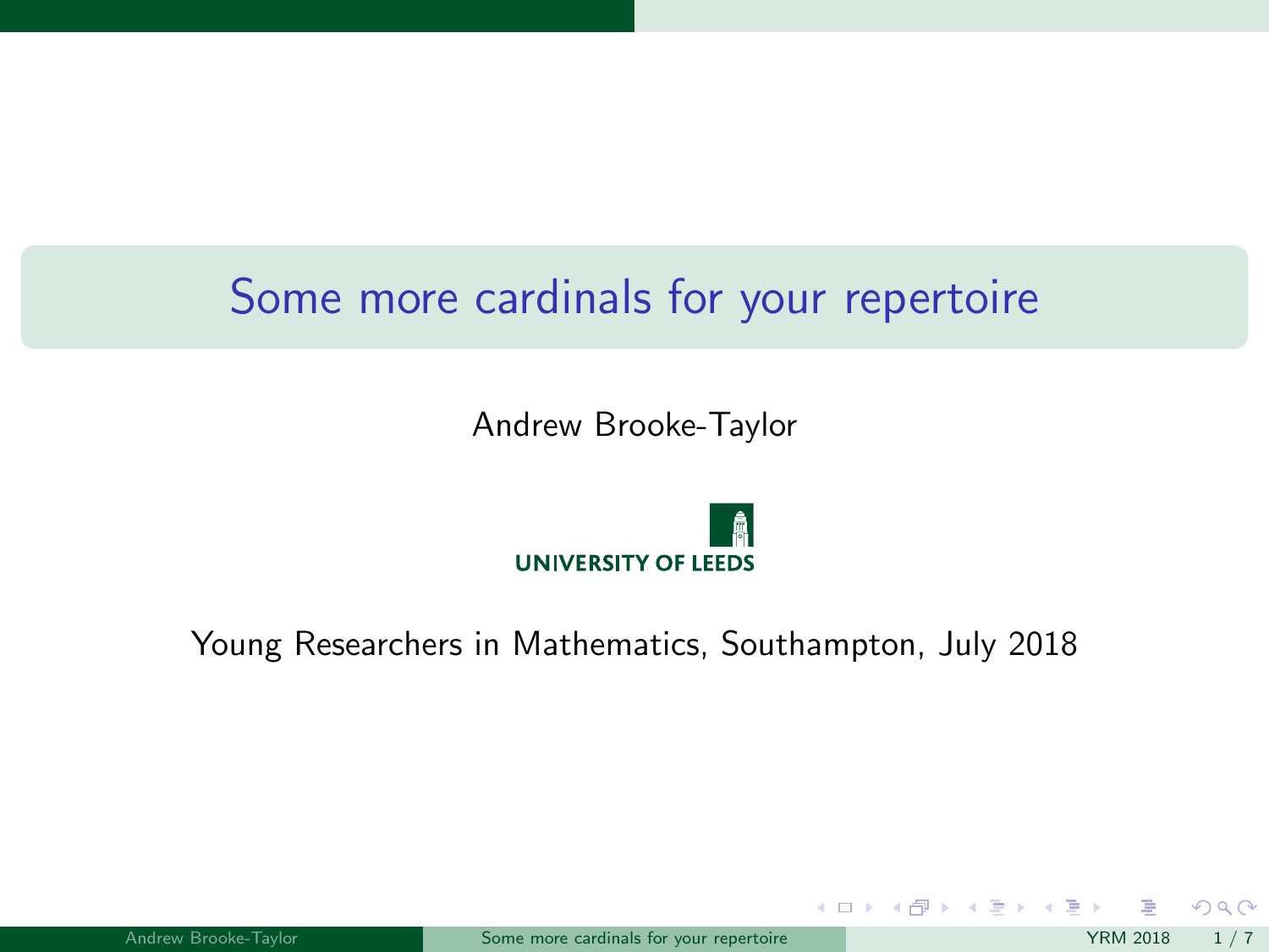# Some more cardinals for your repertoire

Andrew Brooke-Taylor

UNIVERSITY OF LEEDS

Young Researchers in Mathematics, Southampton, July 2018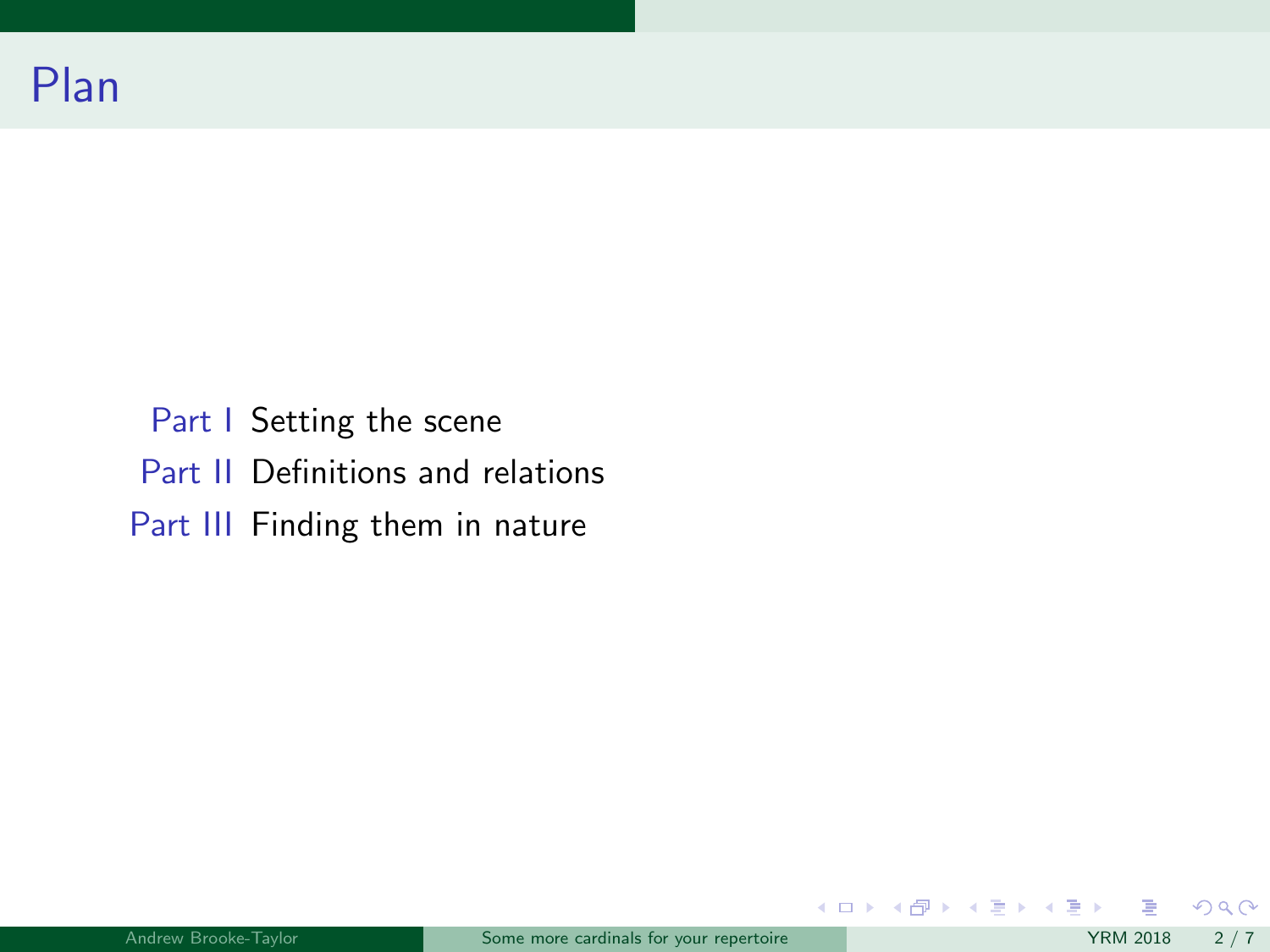# Plan

Part I Setting the scene

Part II Definitions and relations

Part III Finding them in nature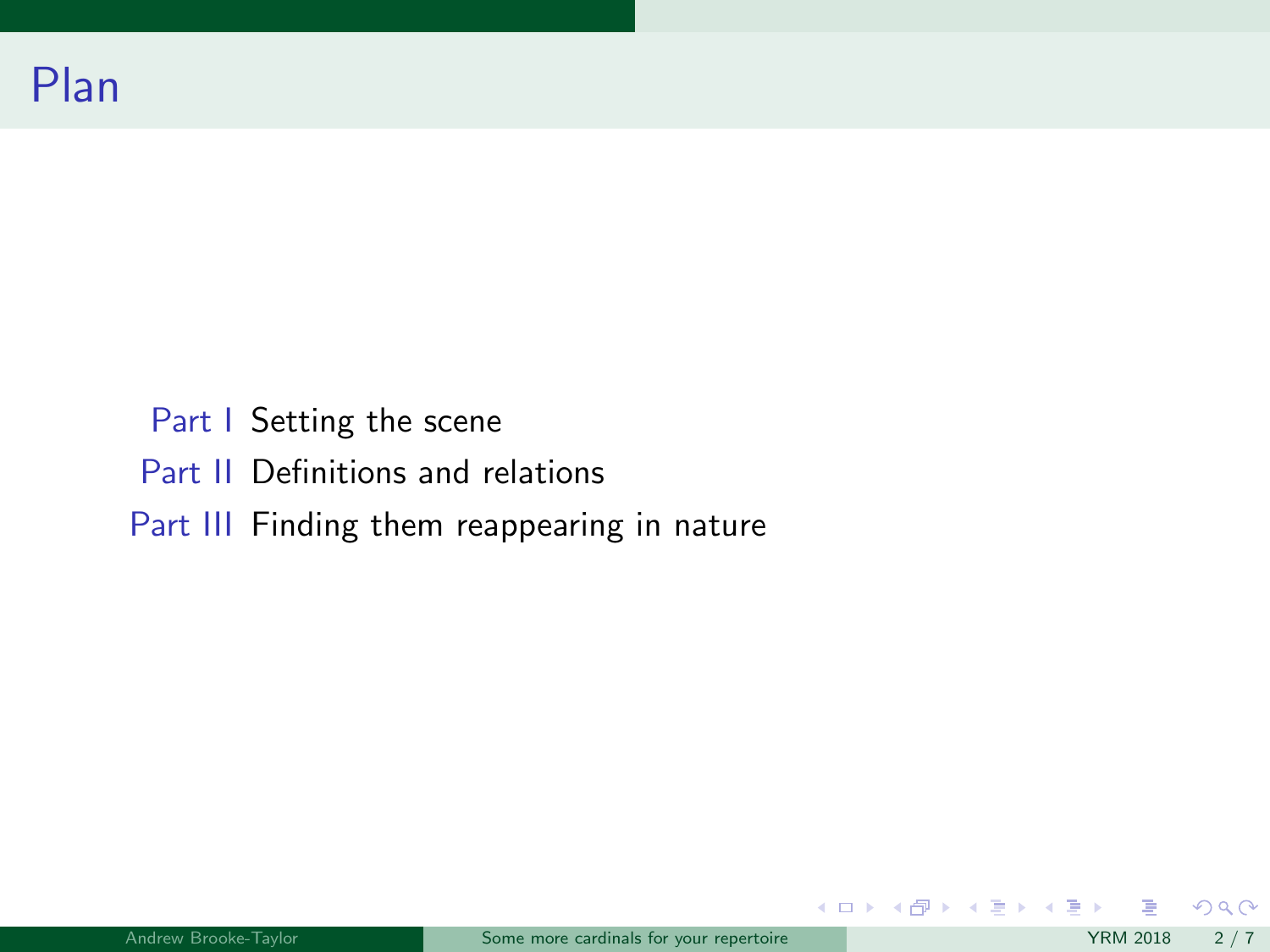# Plan

- Part I Setting the scene
- Part II Definitions and relations
- Part III Finding them reappearing in nature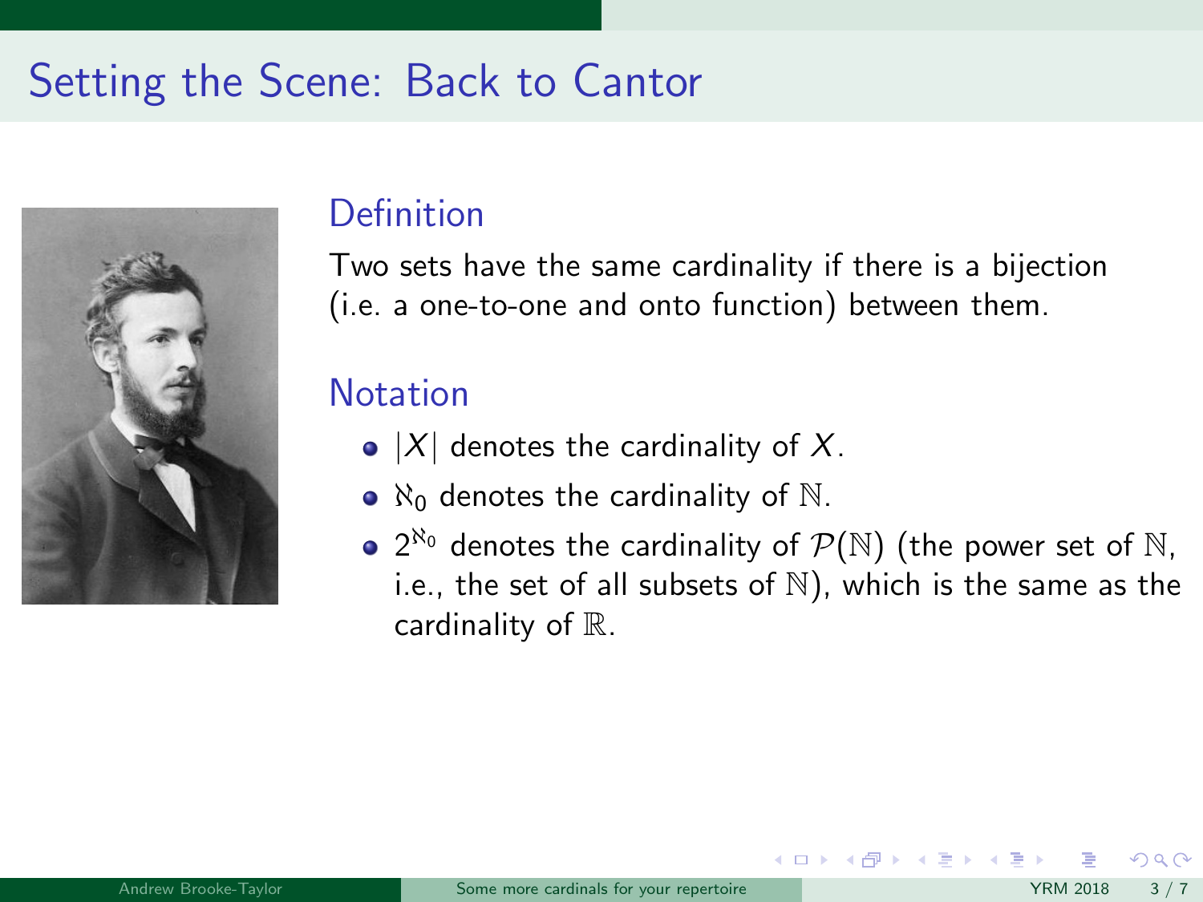# Setting the Scene: Back to Cantor

## Definition

Two sets have the same cardinality if there is a bijection (i.e. a one-to-one and onto function) between them.

## Notation

- $|X|$ denotes the cardinality of $X$.
- $\aleph_0$ denotes the cardinality of $\mathbb{N}$.
- $2^{\aleph_0}$ denotes the cardinality of $\mathcal{P}(\mathbb{N})$ (the power set of $\mathbb{N}$, i.e., the set of all subsets of $\mathbb{N}$), which is the same as the cardinality of $\mathbb{R}$.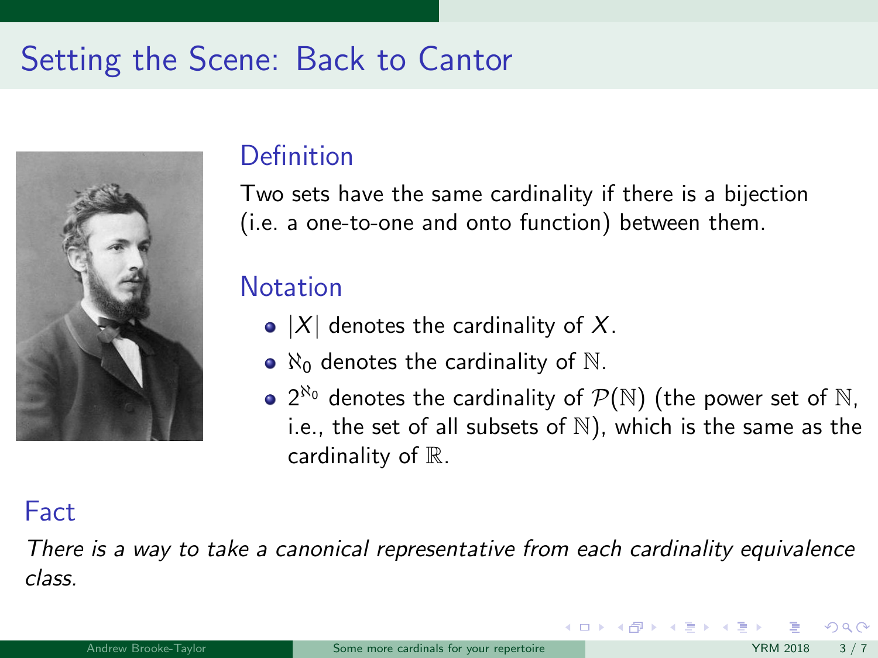# Setting the Scene: Back to Cantor

## Definition

Two sets have the same cardinality if there is a bijection (i.e. a one-to-one and onto function) between them.

## Notation

- $|X|$ denotes the cardinality of $X$.
- $\aleph_0$ denotes the cardinality of $\mathbb{N}$.
- $2^{\aleph_0}$ denotes the cardinality of $\mathcal{P}(\mathbb{N})$ (the power set of $\mathbb{N}$, i.e., the set of all subsets of $\mathbb{N}$), which is the same as the cardinality of $\mathbb{R}$.

## Fact

*There is a way to take a canonical representative from each cardinality equivalence class.*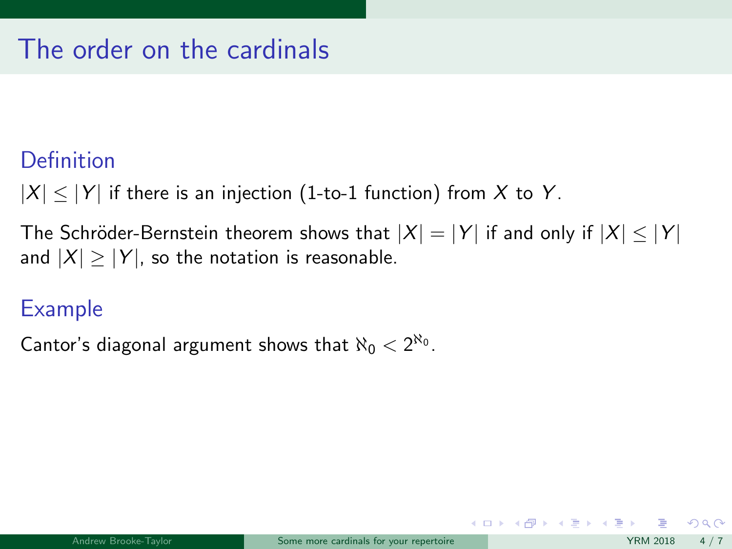# The order on the cardinals

### Definition

$|X| \leq |Y|$ if there is an injection (1-to-1 function) from $X$ to $Y$.

The Schröder-Bernstein theorem shows that $|X| = |Y|$ if and only if $|X| \leq |Y|$ and $|X| \geq |Y|$, so the notation is reasonable.

### Example

Cantor's diagonal argument shows that $\aleph_0 < 2^{\aleph_0}$.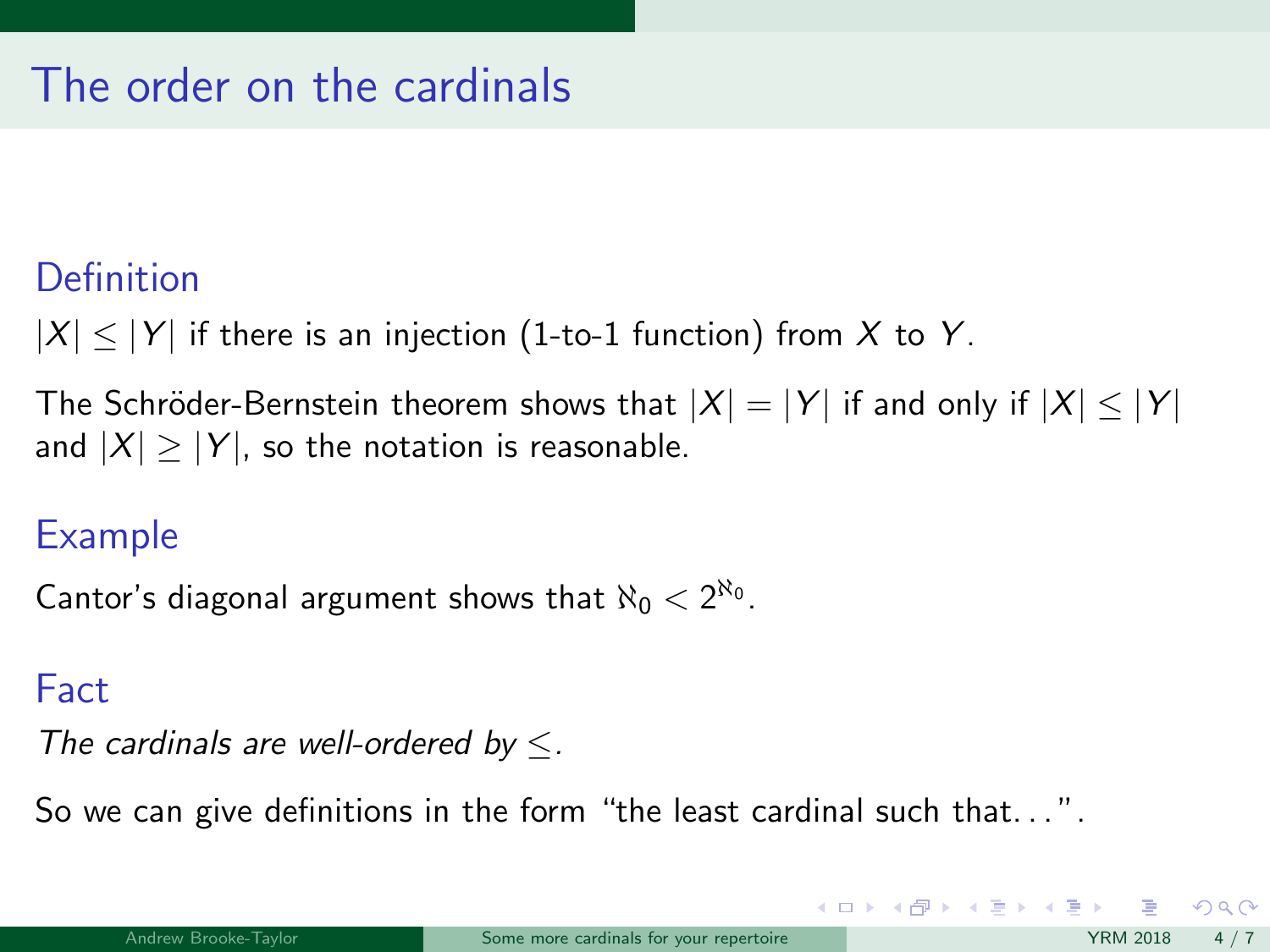# The order on the cardinals

### Definition

$|X| \leq |Y|$ if there is an injection (1-to-1 function) from $X$ to $Y$.

The Schröder-Bernstein theorem shows that $|X| = |Y|$ if and only if $|X| \leq |Y|$ and $|X| \geq |Y|$, so the notation is reasonable.

### Example

Cantor's diagonal argument shows that $\aleph_0 < 2^{\aleph_0}$.

### Fact

*The cardinals are well-ordered by* $\leq$*.*

So we can give definitions in the form "the least cardinal such that…".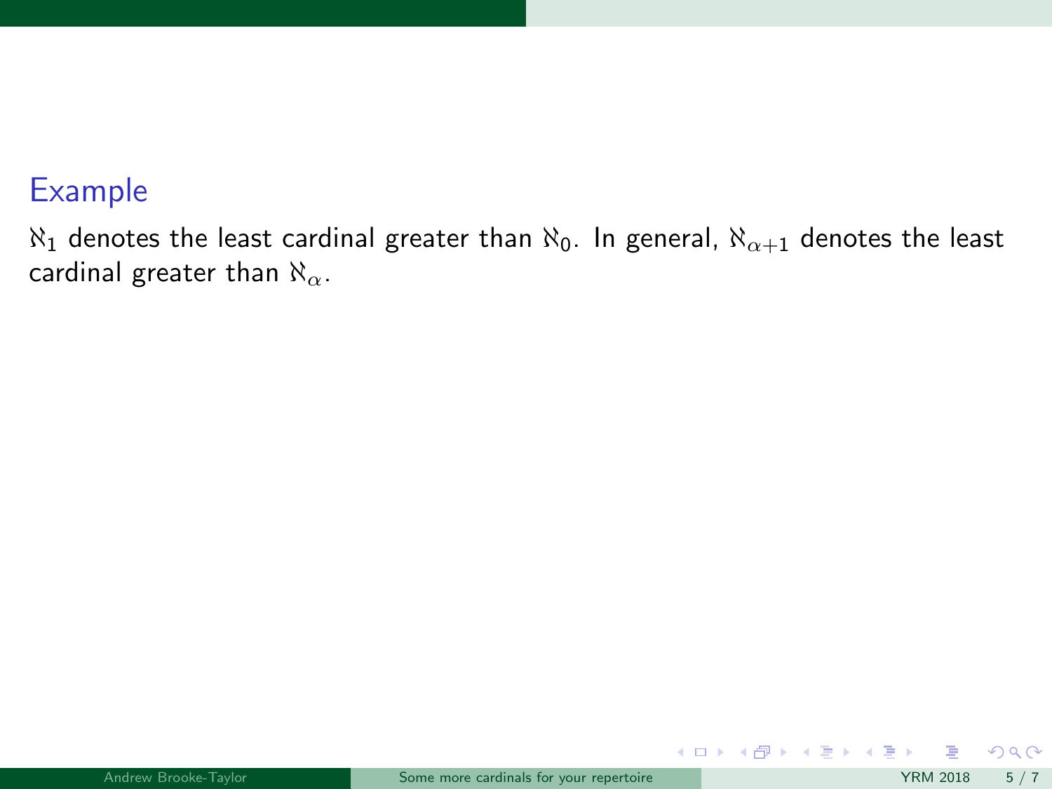### Example

$\aleph_1$ denotes the least cardinal greater than $\aleph_0$. In general, $\aleph_{\alpha+1}$ denotes the least cardinal greater than $\aleph_\alpha$.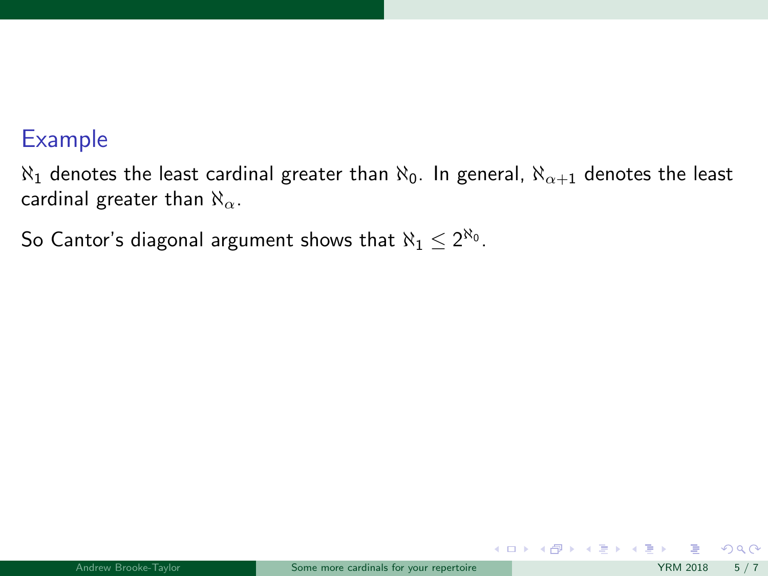### Example

$\aleph_1$ denotes the least cardinal greater than $\aleph_0$. In general, $\aleph_{\alpha+1}$ denotes the least cardinal greater than $\aleph_\alpha$.

So Cantor's diagonal argument shows that $\aleph_1 \leq 2^{\aleph_0}$.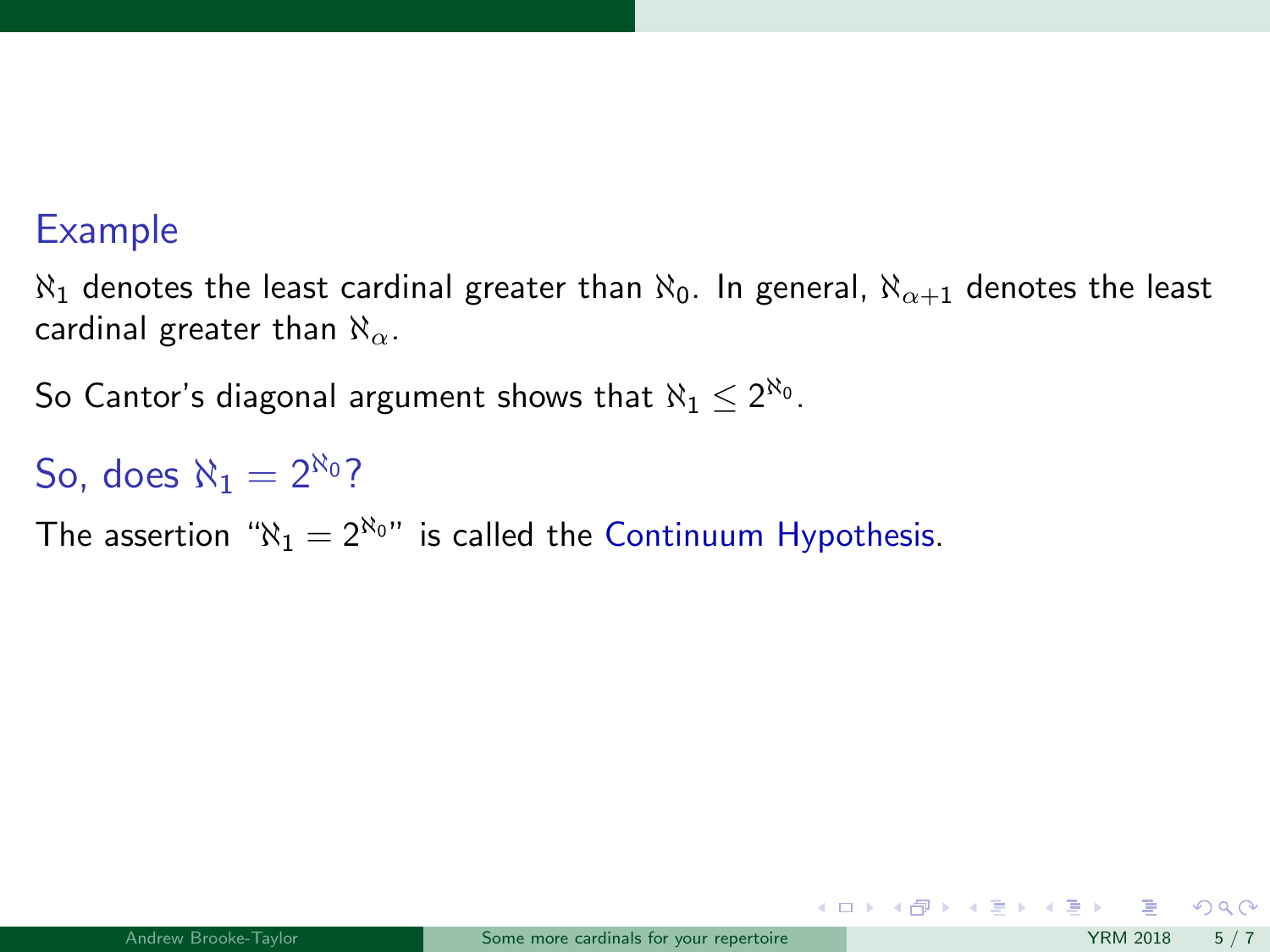### Example

$\aleph_1$ denotes the least cardinal greater than $\aleph_0$. In general, $\aleph_{\alpha+1}$ denotes the least cardinal greater than $\aleph_\alpha$.

So Cantor's diagonal argument shows that $\aleph_1 \leq 2^{\aleph_0}$.

### So, does $\aleph_1 = 2^{\aleph_0}$?

The assertion "$\aleph_1 = 2^{\aleph_0}$" is called the Continuum Hypothesis.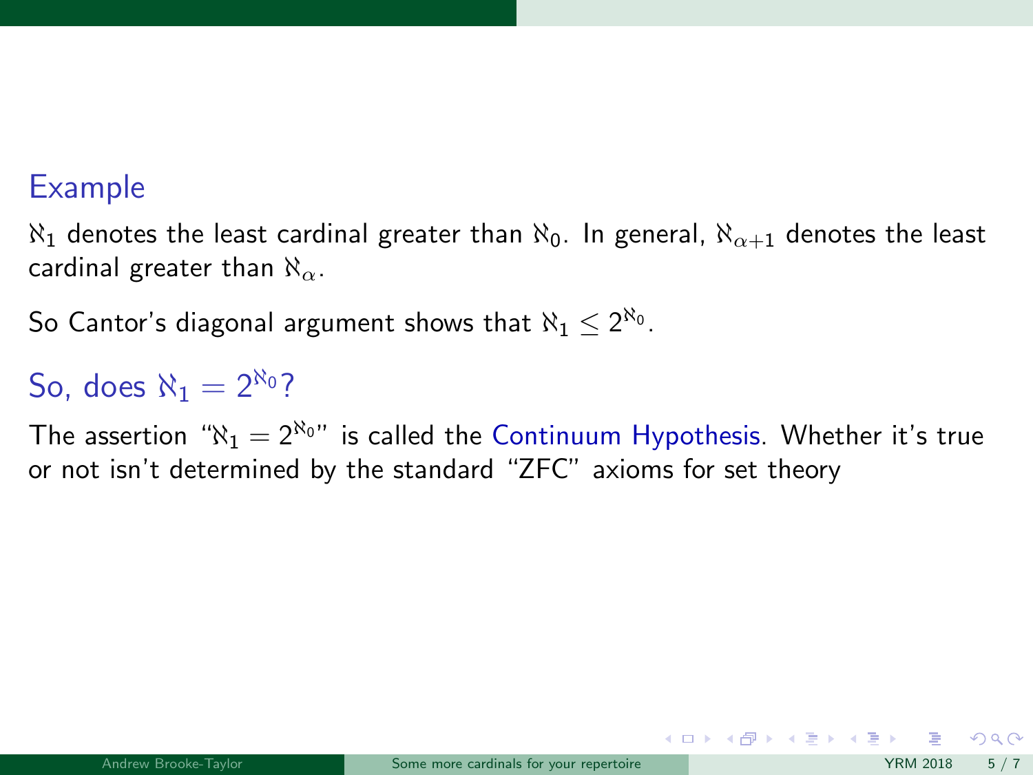### Example

$\aleph_1$ denotes the least cardinal greater than $\aleph_0$. In general, $\aleph_{\alpha+1}$ denotes the least cardinal greater than $\aleph_\alpha$.

So Cantor's diagonal argument shows that $\aleph_1 \leq 2^{\aleph_0}$.

### So, does $\aleph_1 = 2^{\aleph_0}$?

The assertion "$\aleph_1 = 2^{\aleph_0}$" is called the Continuum Hypothesis. Whether it's true or not isn't determined by the standard "ZFC" axioms for set theory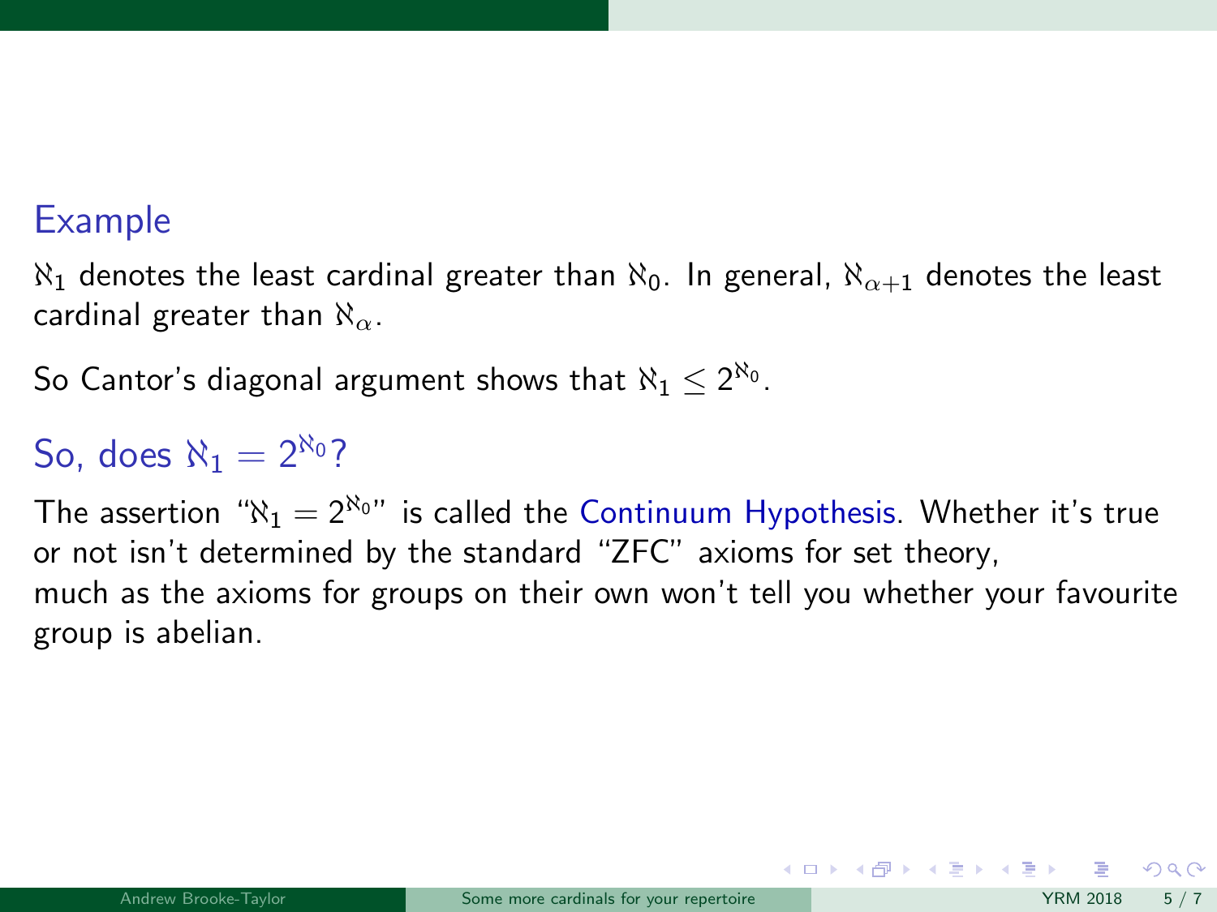### Example

$\aleph_1$ denotes the least cardinal greater than $\aleph_0$. In general, $\aleph_{\alpha+1}$ denotes the least cardinal greater than $\aleph_\alpha$.

So Cantor's diagonal argument shows that $\aleph_1 \leq 2^{\aleph_0}$.

### So, does $\aleph_1 = 2^{\aleph_0}$?

The assertion "$\aleph_1 = 2^{\aleph_0}$" is called the Continuum Hypothesis. Whether it's true or not isn't determined by the standard "ZFC" axioms for set theory,
much as the axioms for groups on their own won't tell you whether your favourite group is abelian.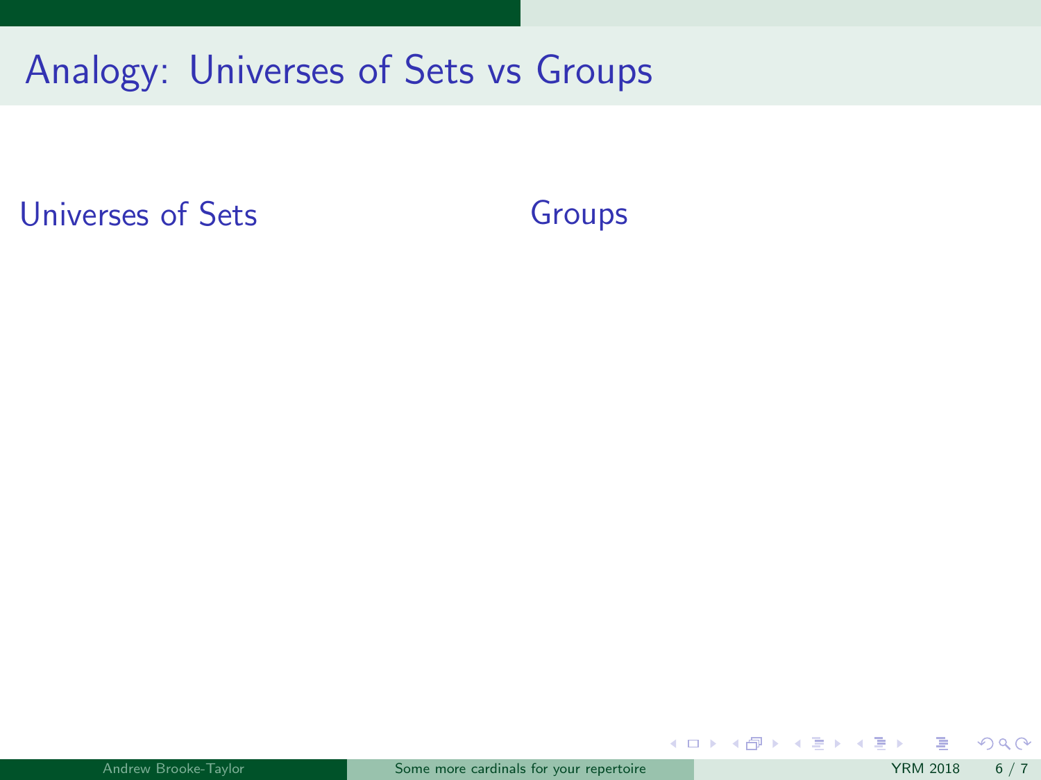# Analogy: Universes of Sets vs Groups

Universes of Sets

Groups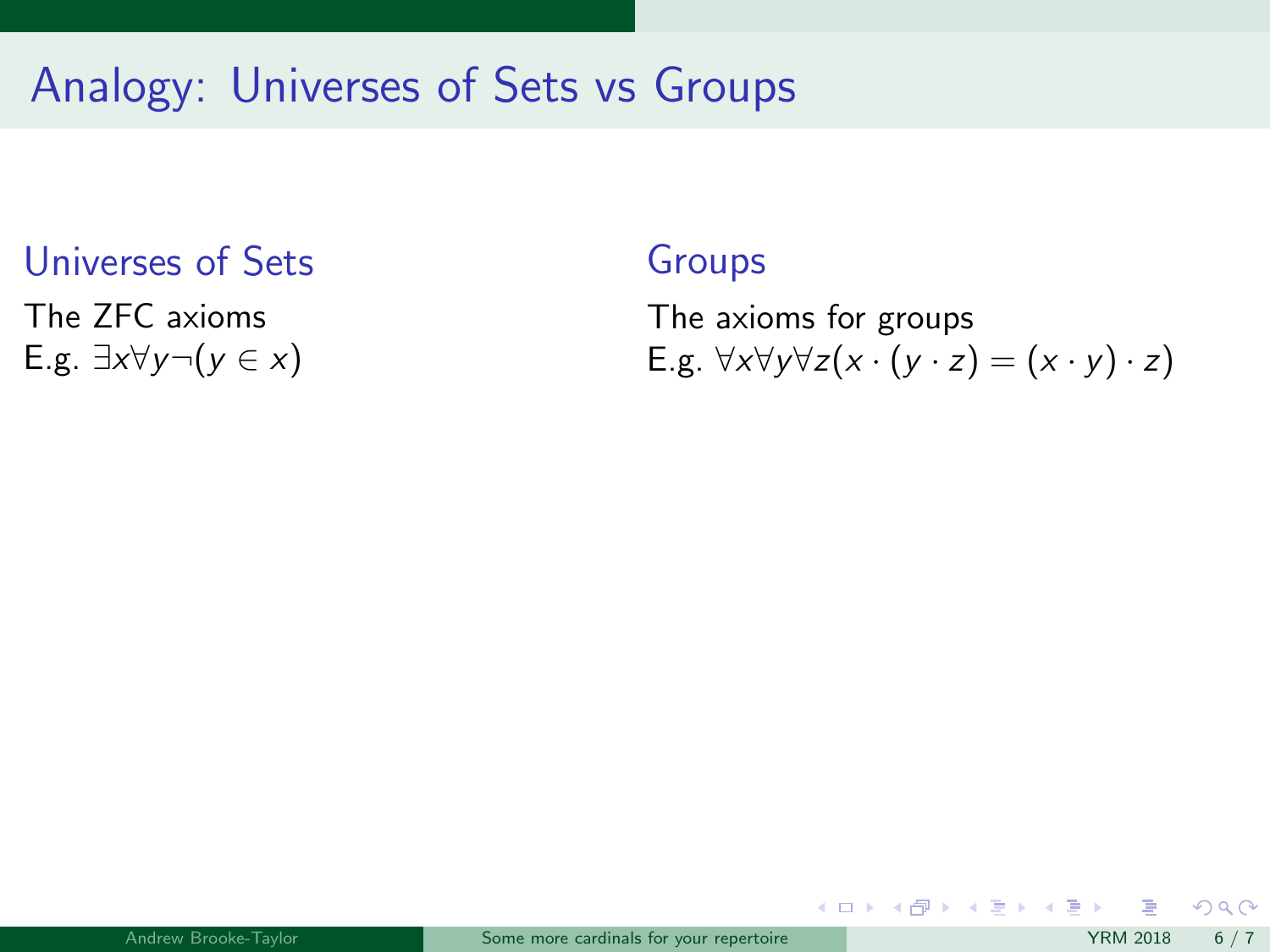# Analogy: Universes of Sets vs Groups

## Universes of Sets

The ZFC axioms
E.g. $\exists x \forall y \neg(y \in x)$

## Groups

The axioms for groups
E.g. $\forall x \forall y \forall z (x \cdot (y \cdot z) = (x \cdot y) \cdot z)$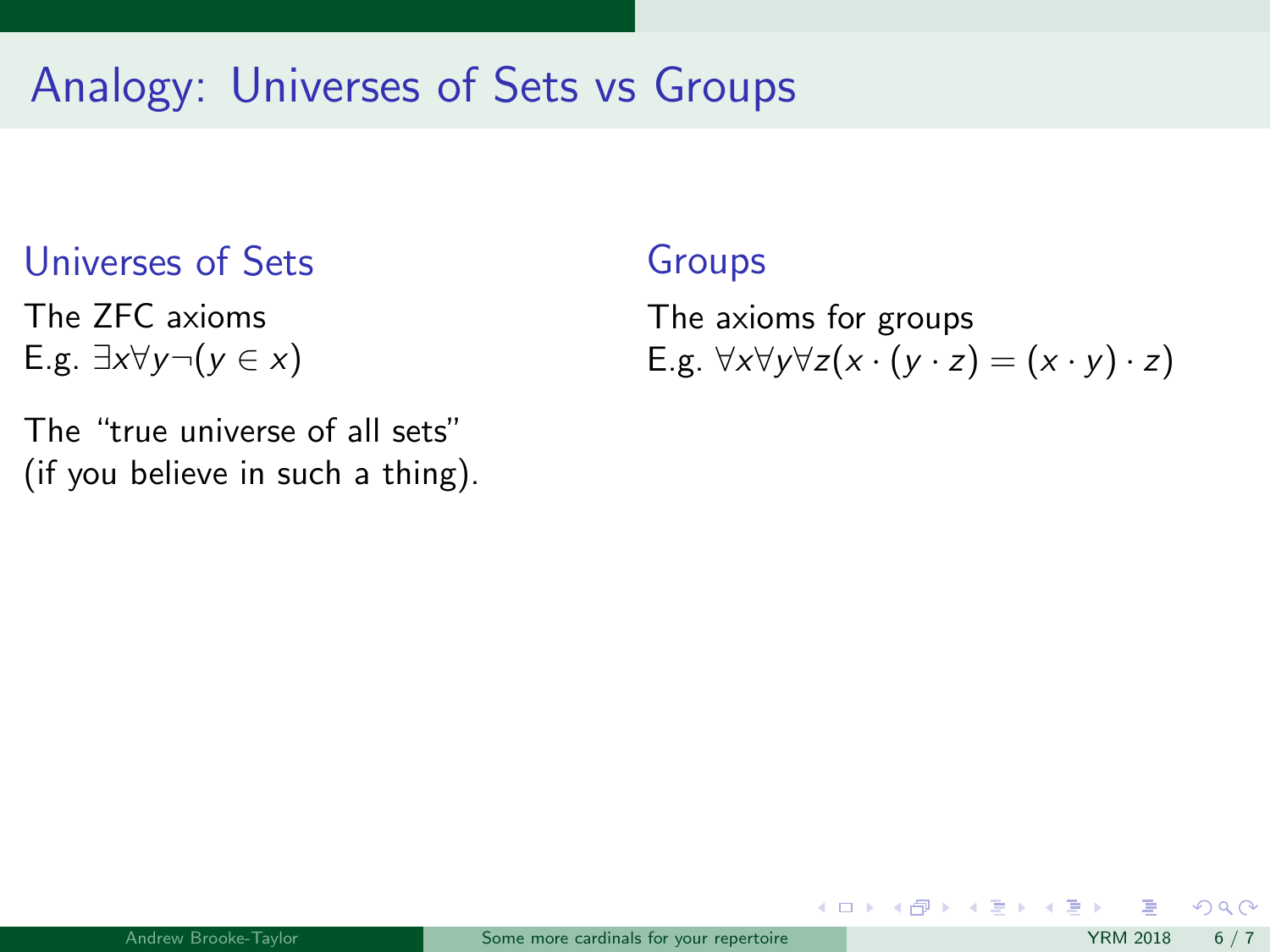# Analogy: Universes of Sets vs Groups

## Universes of Sets

The ZFC axioms
E.g. $\exists x \forall y \neg(y \in x)$

The "true universe of all sets" (if you believe in such a thing).

## Groups

The axioms for groups
E.g. $\forall x \forall y \forall z (x \cdot (y \cdot z) = (x \cdot y) \cdot z)$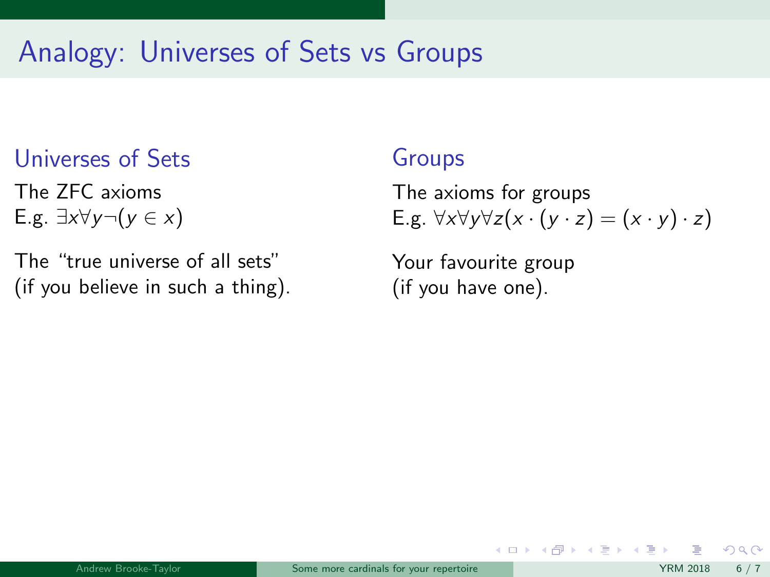# Analogy: Universes of Sets vs Groups

## Universes of Sets

The ZFC axioms
E.g. $\exists x \forall y \neg(y \in x)$

The "true universe of all sets"
(if you believe in such a thing).

## Groups

The axioms for groups
E.g. $\forall x \forall y \forall z (x \cdot (y \cdot z) = (x \cdot y) \cdot z)$

Your favourite group
(if you have one).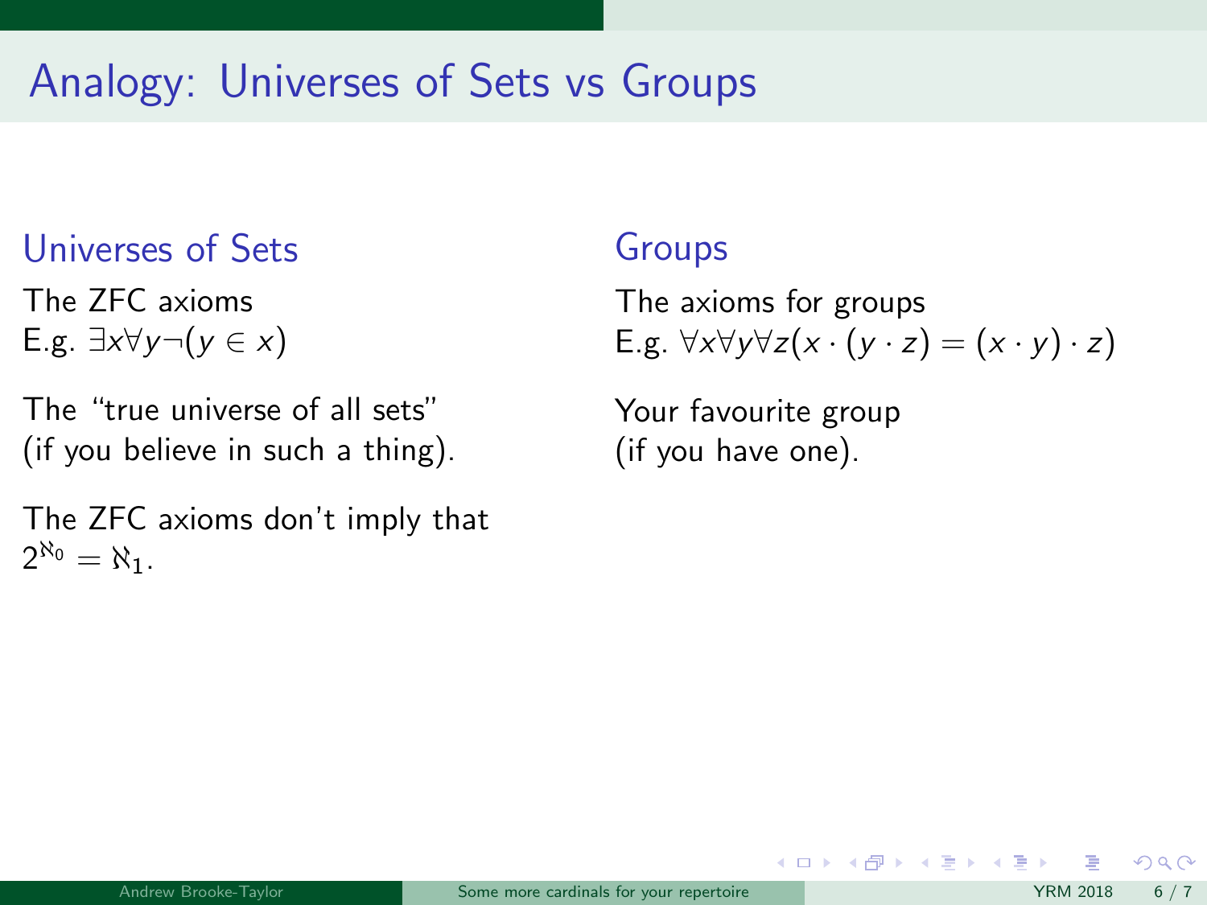# Analogy: Universes of Sets vs Groups

## Universes of Sets

The ZFC axioms
E.g. $\exists x \forall y \neg(y \in x)$

The "true universe of all sets"
(if you believe in such a thing).

The ZFC axioms don't imply that $2^{\aleph_0} = \aleph_1$.

## Groups

The axioms for groups
E.g. $\forall x \forall y \forall z (x \cdot (y \cdot z) = (x \cdot y) \cdot z)$

Your favourite group
(if you have one).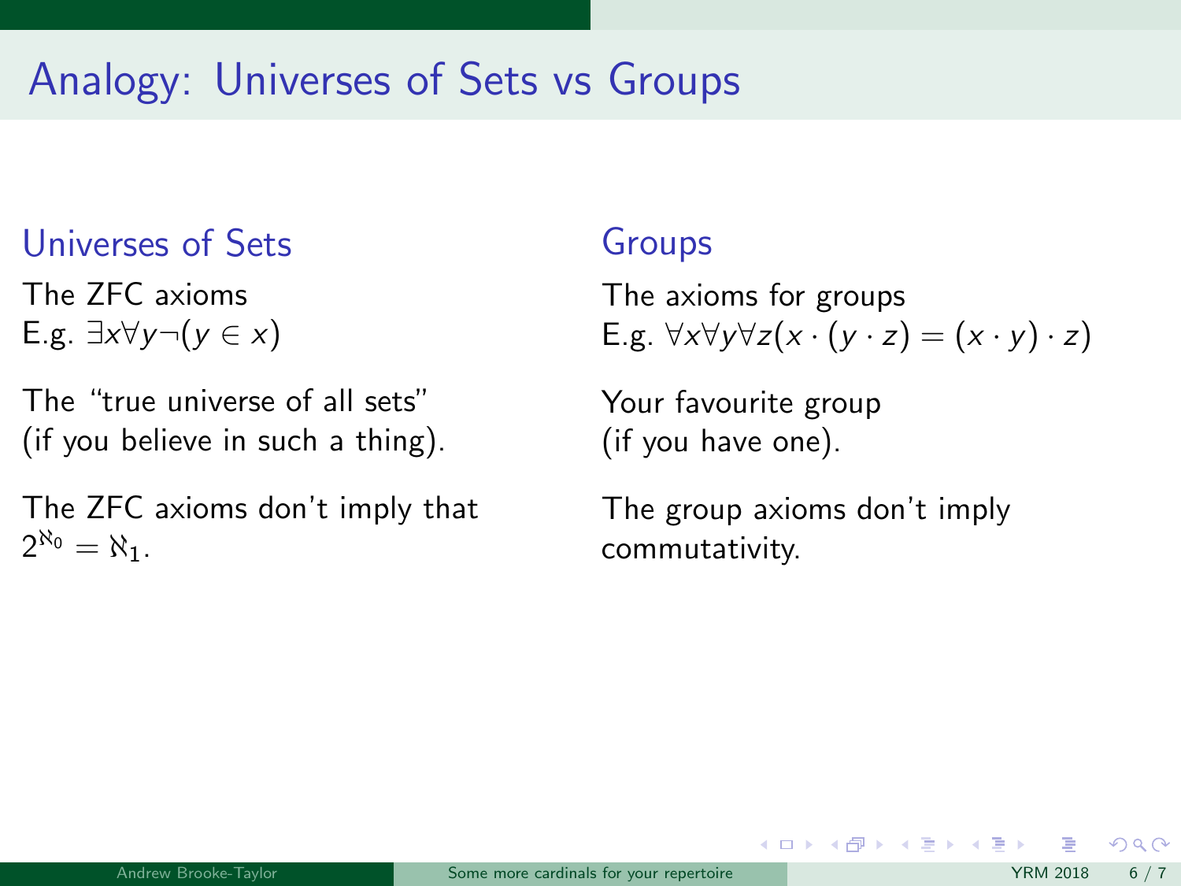# Analogy: Universes of Sets vs Groups

## Universes of Sets

The ZFC axioms
E.g. $\exists x \forall y \neg(y \in x)$

The "true universe of all sets"
(if you believe in such a thing).

The ZFC axioms don't imply that $2^{\aleph_0} = \aleph_1$.

## Groups

The axioms for groups
E.g. $\forall x \forall y \forall z (x \cdot (y \cdot z) = (x \cdot y) \cdot z)$

Your favourite group
(if you have one).

The group axioms don't imply commutativity.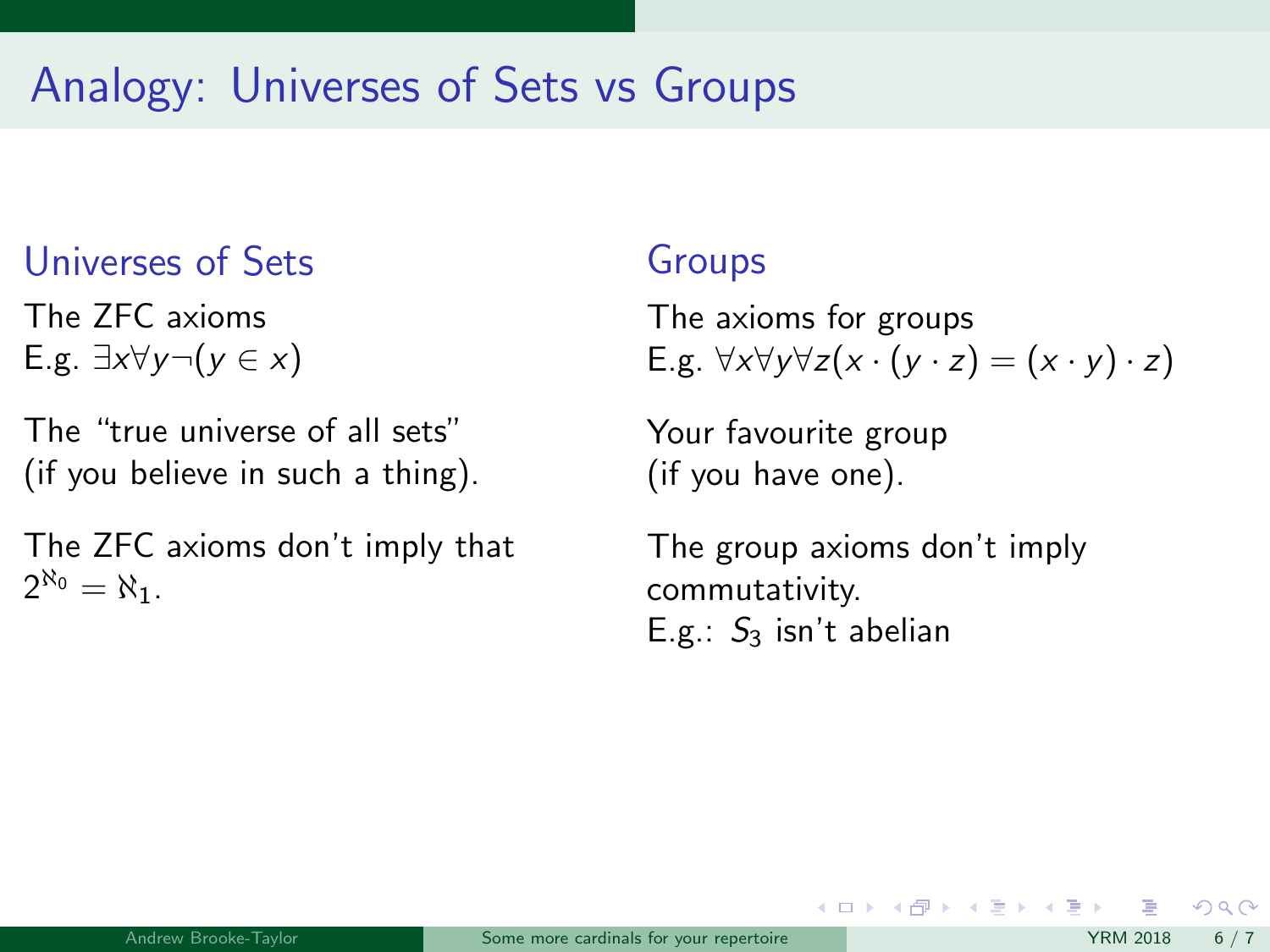# Analogy: Universes of Sets vs Groups

## Universes of Sets

The ZFC axioms
E.g. $\exists x \forall y \neg(y \in x)$

The "true universe of all sets"
(if you believe in such a thing).

The ZFC axioms don't imply that $2^{\aleph_0} = \aleph_1$.

## Groups

The axioms for groups
E.g. $\forall x \forall y \forall z (x \cdot (y \cdot z) = (x \cdot y) \cdot z)$

Your favourite group
(if you have one).

The group axioms don't imply commutativity.
E.g.: $S_3$ isn't abelian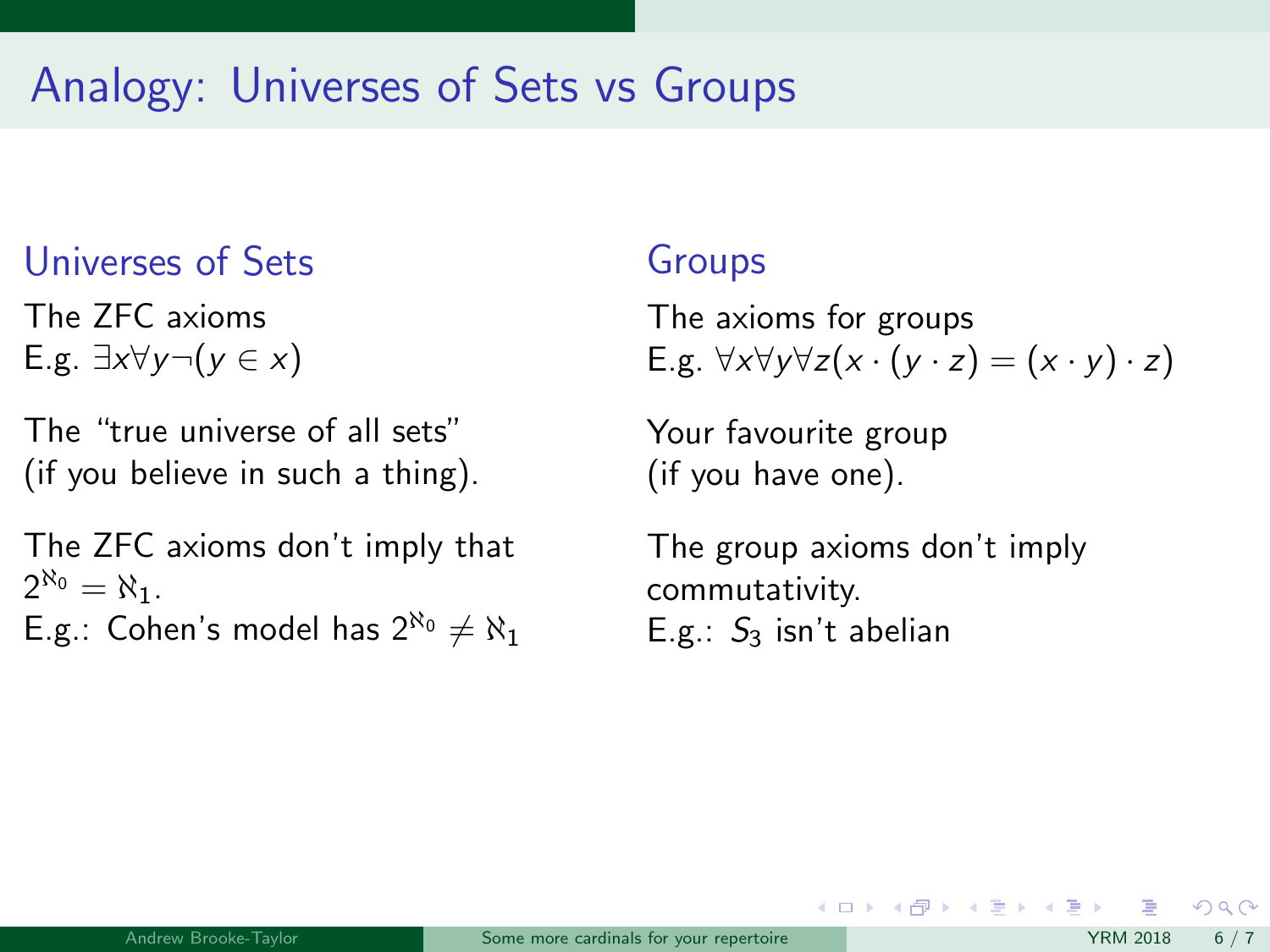# Analogy: Universes of Sets vs Groups

## Universes of Sets

The ZFC axioms
E.g. $\exists x \forall y \neg (y \in x)$

The "true universe of all sets"
(if you believe in such a thing).

The ZFC axioms don't imply that $2^{\aleph_0} = \aleph_1$.
E.g.: Cohen's model has $2^{\aleph_0} \neq \aleph_1$

## Groups

The axioms for groups
E.g. $\forall x \forall y \forall z (x \cdot (y \cdot z) = (x \cdot y) \cdot z)$

Your favourite group
(if you have one).

The group axioms don't imply commutativity.
E.g.: $S_3$ isn't abelian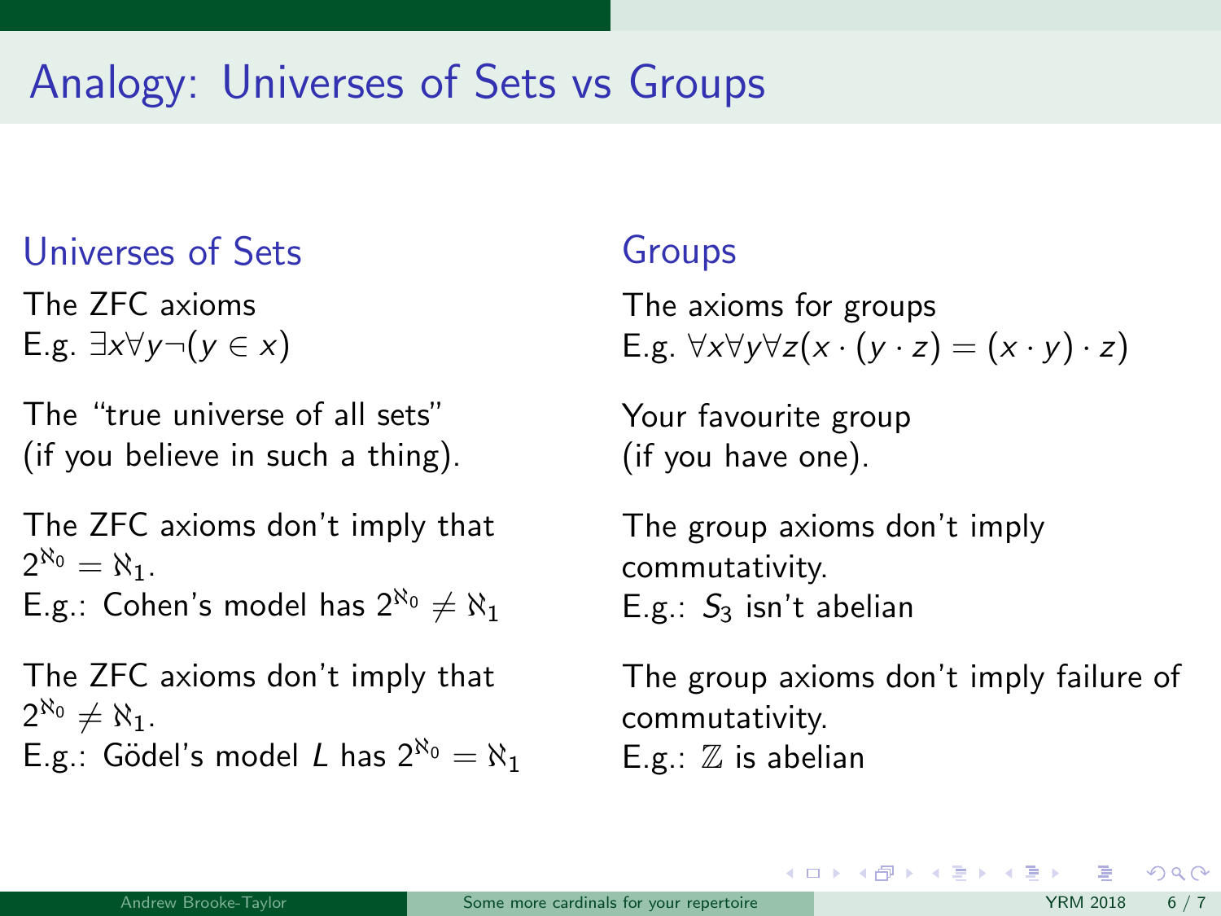# Analogy: Universes of Sets vs Groups

## Universes of Sets

The ZFC axioms
E.g. $\exists x \forall y \neg(y \in x)$

The "true universe of all sets"
(if you believe in such a thing).

The ZFC axioms don't imply that $2^{\aleph_0} = \aleph_1$.
E.g.: Cohen's model has $2^{\aleph_0} \neq \aleph_1$

The ZFC axioms don't imply that $2^{\aleph_0} \neq \aleph_1$.
E.g.: Gödel's model $L$ has $2^{\aleph_0} = \aleph_1$

## Groups

The axioms for groups
E.g. $\forall x \forall y \forall z (x \cdot (y \cdot z) = (x \cdot y) \cdot z)$

Your favourite group
(if you have one).

The group axioms don't imply commutativity.
E.g.: $S_3$ isn't abelian

The group axioms don't imply failure of commutativity.
E.g.: $\mathbb{Z}$ is abelian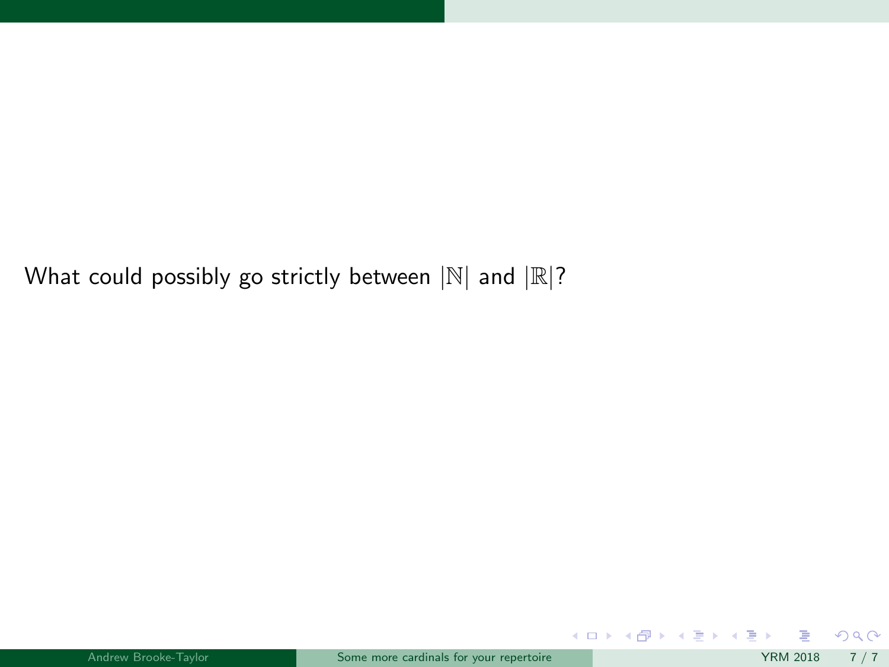What could possibly go strictly between $|\mathbb{N}|$ and $|\mathbb{R}|$?